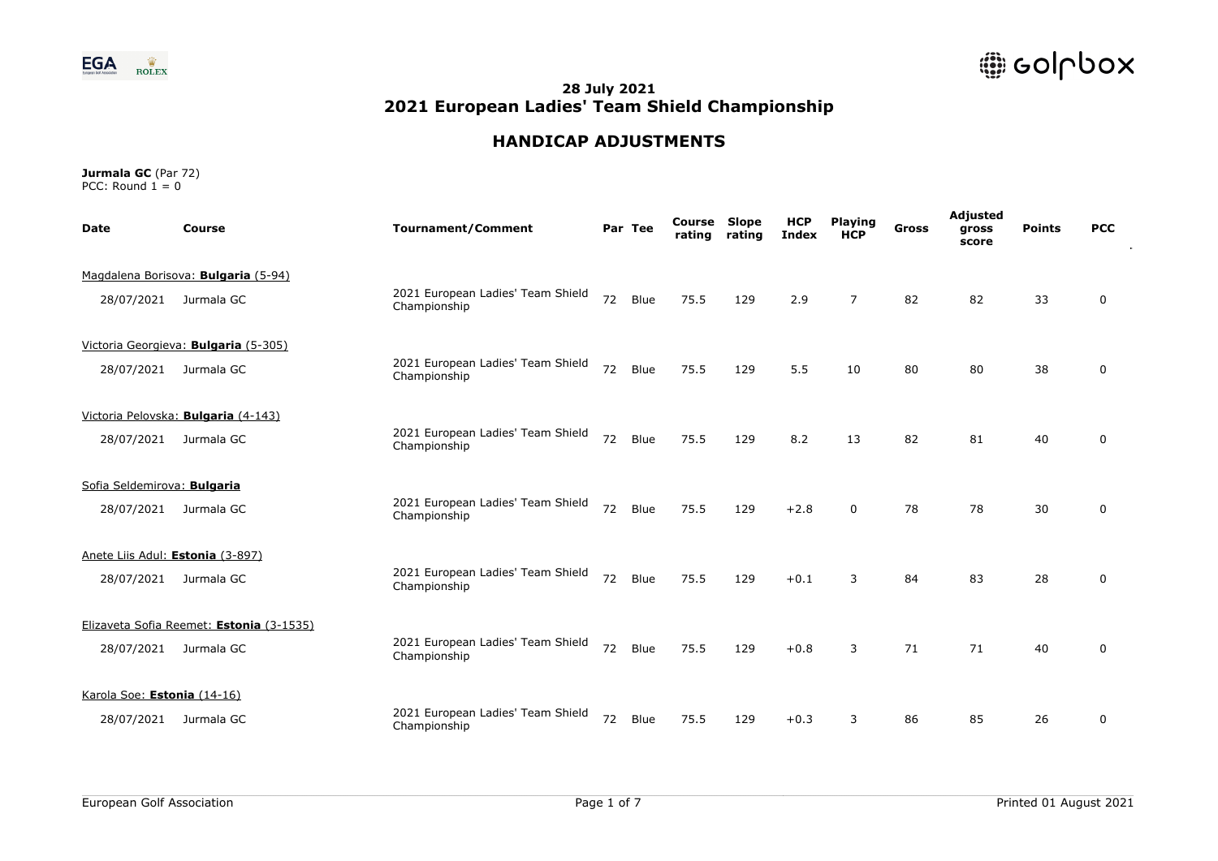**28 July 2021**
**2021 European Ladies' Team Shield Championship**

## HANDICAP ADJUSTMENTS

**Jurmala GC** (Par 72)
PCC: Round 1 = 0

| Date | Course | Tournament/Comment | Par | Tee | Course rating | Slope rating | HCP Index | Playing HCP | Gross | Adjusted gross score | Points | PCC |
|---|---|---|---|---|---|---|---|---|---|---|---|---|
| Magdalena Borisova: **Bulgaria** (5-94) | | | | | | | | | | | | |
| 28/07/2021 | Jurmala GC | 2021 European Ladies' Team Shield Championship | 72 | Blue | 75.5 | 129 | 2.9 | 7 | 82 | 82 | 33 | 0 |
| Victoria Georgieva: **Bulgaria** (5-305) | | | | | | | | | | | | |
| 28/07/2021 | Jurmala GC | 2021 European Ladies' Team Shield Championship | 72 | Blue | 75.5 | 129 | 5.5 | 10 | 80 | 80 | 38 | 0 |
| Victoria Pelovska: **Bulgaria** (4-143) | | | | | | | | | | | | |
| 28/07/2021 | Jurmala GC | 2021 European Ladies' Team Shield Championship | 72 | Blue | 75.5 | 129 | 8.2 | 13 | 82 | 81 | 40 | 0 |
| Sofia Seldemirova: **Bulgaria** | | | | | | | | | | | | |
| 28/07/2021 | Jurmala GC | 2021 European Ladies' Team Shield Championship | 72 | Blue | 75.5 | 129 | +2.8 | 0 | 78 | 78 | 30 | 0 |
| Anete Liis Adul: **Estonia** (3-897) | | | | | | | | | | | | |
| 28/07/2021 | Jurmala GC | 2021 European Ladies' Team Shield Championship | 72 | Blue | 75.5 | 129 | +0.1 | 3 | 84 | 83 | 28 | 0 |
| Elizaveta Sofia Reemet: **Estonia** (3-1535) | | | | | | | | | | | | |
| 28/07/2021 | Jurmala GC | 2021 European Ladies' Team Shield Championship | 72 | Blue | 75.5 | 129 | +0.8 | 3 | 71 | 71 | 40 | 0 |
| Karola Soe: **Estonia** (14-16) | | | | | | | | | | | | |
| 28/07/2021 | Jurmala GC | 2021 European Ladies' Team Shield Championship | 72 | Blue | 75.5 | 129 | +0.3 | 3 | 86 | 85 | 26 | 0 |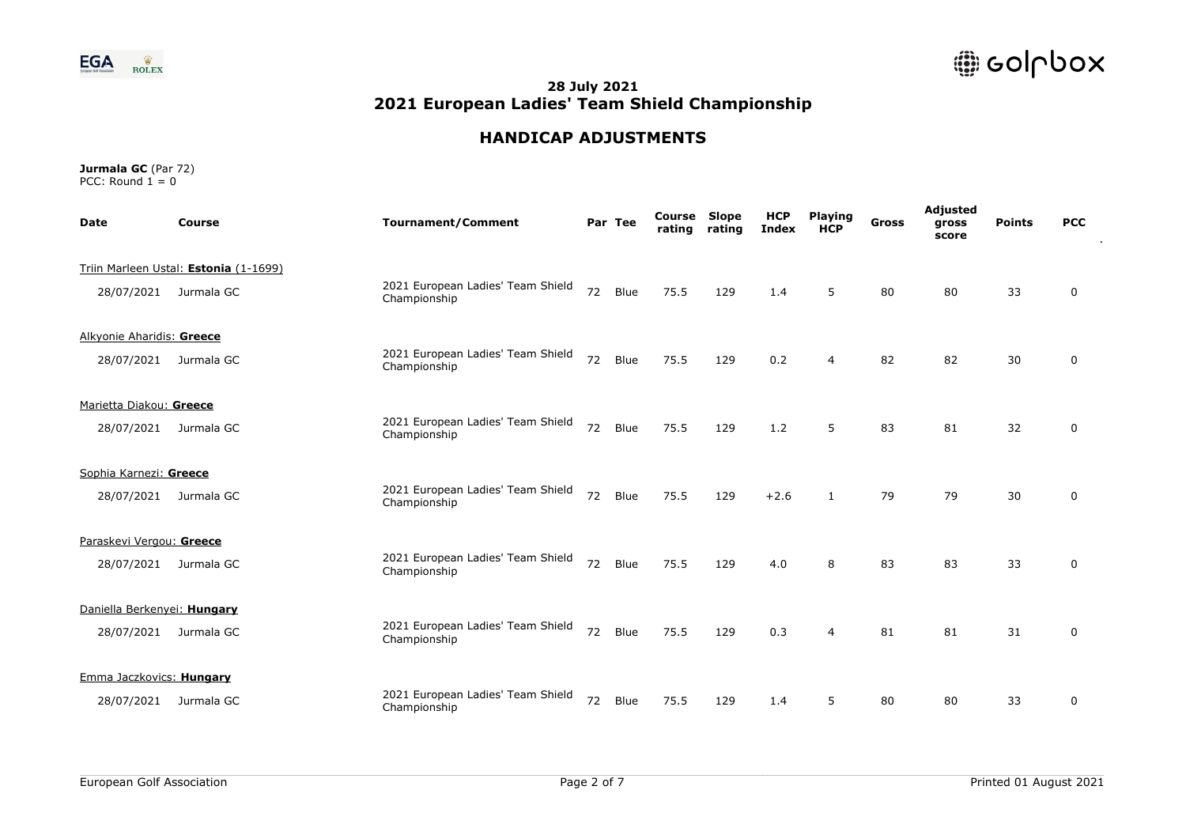# 28 July 2021
# 2021 European Ladies' Team Shield Championship

## HANDICAP ADJUSTMENTS

**Jurmala GC** (Par 72)
PCC: Round 1 = 0

| Date | Course | Tournament/Comment | Par | Tee | Course rating | Slope rating | HCP Index | Playing HCP | Gross | Adjusted gross score | Points | PCC |
|---|---|---|---|---|---|---|---|---|---|---|---|---|
| Triin Marleen Ustal: **Estonia** (1-1699) | | | | | | | | | | | | |
| 28/07/2021 | Jurmala GC | 2021 European Ladies' Team Shield Championship | 72 | Blue | 75.5 | 129 | 1.4 | 5 | 80 | 80 | 33 | 0 |
| Alkyonie Aharidis: **Greece** | | | | | | | | | | | | |
| 28/07/2021 | Jurmala GC | 2021 European Ladies' Team Shield Championship | 72 | Blue | 75.5 | 129 | 0.2 | 4 | 82 | 82 | 30 | 0 |
| Marietta Diakou: **Greece** | | | | | | | | | | | | |
| 28/07/2021 | Jurmala GC | 2021 European Ladies' Team Shield Championship | 72 | Blue | 75.5 | 129 | 1.2 | 5 | 83 | 81 | 32 | 0 |
| Sophia Karnezi: **Greece** | | | | | | | | | | | | |
| 28/07/2021 | Jurmala GC | 2021 European Ladies' Team Shield Championship | 72 | Blue | 75.5 | 129 | +2.6 | 1 | 79 | 79 | 30 | 0 |
| Paraskevi Vergou: **Greece** | | | | | | | | | | | | |
| 28/07/2021 | Jurmala GC | 2021 European Ladies' Team Shield Championship | 72 | Blue | 75.5 | 129 | 4.0 | 8 | 83 | 83 | 33 | 0 |
| Daniella Berkenyei: **Hungary** | | | | | | | | | | | | |
| 28/07/2021 | Jurmala GC | 2021 European Ladies' Team Shield Championship | 72 | Blue | 75.5 | 129 | 0.3 | 4 | 81 | 81 | 31 | 0 |
| Emma Jaczkovics: **Hungary** | | | | | | | | | | | | |
| 28/07/2021 | Jurmala GC | 2021 European Ladies' Team Shield Championship | 72 | Blue | 75.5 | 129 | 1.4 | 5 | 80 | 80 | 33 | 0 |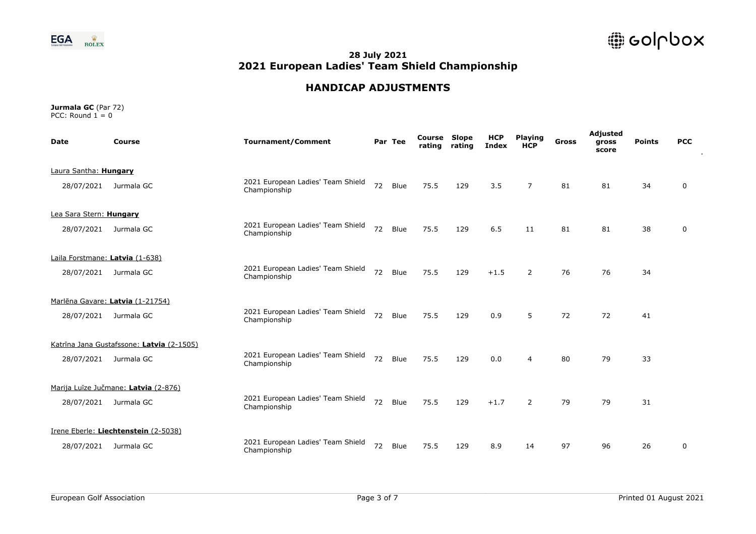## 28 July 2021
## 2021 European Ladies' Team Shield Championship

# HANDICAP ADJUSTMENTS

**Jurmala GC** (Par 72)
PCC: Round 1 = 0

| Date | Course | Tournament/Comment | Par | Tee | Course rating | Slope rating | HCP Index | Playing HCP | Gross | Adjusted gross score | Points | PCC |
|---|---|---|---|---|---|---|---|---|---|---|---|---|
| Laura Santha: **Hungary** | | | | | | | | | | | | |
| 28/07/2021 | Jurmala GC | 2021 European Ladies' Team Shield Championship | 72 | Blue | 75.5 | 129 | 3.5 | 7 | 81 | 81 | 34 | 0 |
| Lea Sara Stern: **Hungary** | | | | | | | | | | | | |
| 28/07/2021 | Jurmala GC | 2021 European Ladies' Team Shield Championship | 72 | Blue | 75.5 | 129 | 6.5 | 11 | 81 | 81 | 38 | 0 |
| Laila Forstmane: **Latvia** (1-638) | | | | | | | | | | | | |
| 28/07/2021 | Jurmala GC | 2021 European Ladies' Team Shield Championship | 72 | Blue | 75.5 | 129 | +1.5 | 2 | 76 | 76 | 34 | |
| Marlēna Gavare: **Latvia** (1-21754) | | | | | | | | | | | | |
| 28/07/2021 | Jurmala GC | 2021 European Ladies' Team Shield Championship | 72 | Blue | 75.5 | 129 | 0.9 | 5 | 72 | 72 | 41 | |
| Katrīna Jana Gustafssone: **Latvia** (2-1505) | | | | | | | | | | | | |
| 28/07/2021 | Jurmala GC | 2021 European Ladies' Team Shield Championship | 72 | Blue | 75.5 | 129 | 0.0 | 4 | 80 | 79 | 33 | |
| Marija Luīze Jučmane: **Latvia** (2-876) | | | | | | | | | | | | |
| 28/07/2021 | Jurmala GC | 2021 European Ladies' Team Shield Championship | 72 | Blue | 75.5 | 129 | +1.7 | 2 | 79 | 79 | 31 | |
| Irene Eberle: **Liechtenstein** (2-5038) | | | | | | | | | | | | |
| 28/07/2021 | Jurmala GC | 2021 European Ladies' Team Shield Championship | 72 | Blue | 75.5 | 129 | 8.9 | 14 | 97 | 96 | 26 | 0 |

European Golf Association

Printed 01 August 2021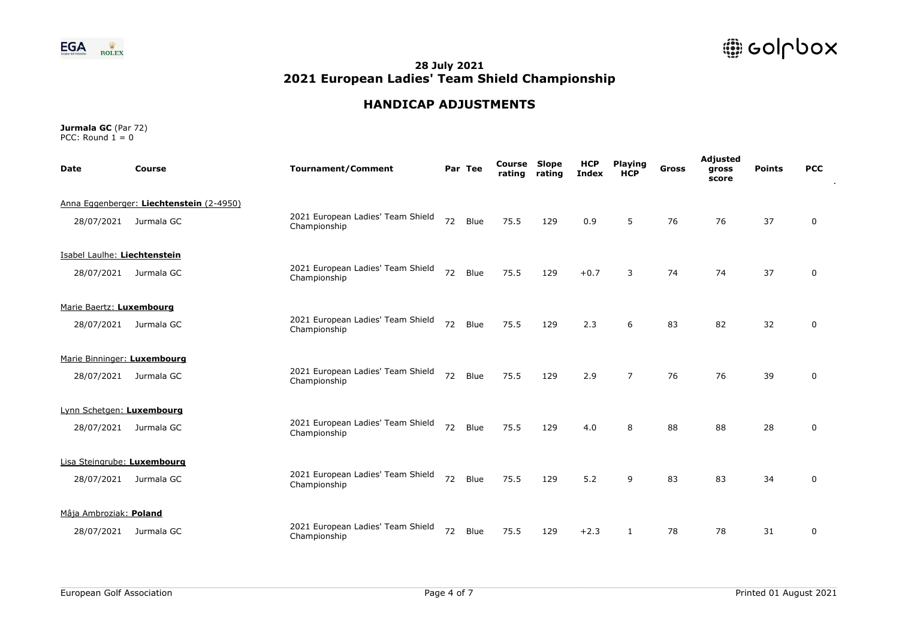# 28 July 2021
# 2021 European Ladies' Team Shield Championship

## HANDICAP ADJUSTMENTS

**Jurmala GC** (Par 72)
PCC: Round 1 = 0

| Date | Course | Tournament/Comment | Par | Tee | Course rating | Slope rating | HCP Index | Playing HCP | Gross | Adjusted gross score | Points | PCC |
|---|---|---|---|---|---|---|---|---|---|---|---|---|
| Anna Eggenberger: **Liechtenstein** (2-4950) | | | | | | | | | | | | |
| 28/07/2021 | Jurmala GC | 2021 European Ladies' Team Shield Championship | 72 | Blue | 75.5 | 129 | 0.9 | 5 | 76 | 76 | 37 | 0 |
| Isabel Laulhe: **Liechtenstein** | | | | | | | | | | | | |
| 28/07/2021 | Jurmala GC | 2021 European Ladies' Team Shield Championship | 72 | Blue | 75.5 | 129 | +0.7 | 3 | 74 | 74 | 37 | 0 |
| Marie Baertz: **Luxembourg** | | | | | | | | | | | | |
| 28/07/2021 | Jurmala GC | 2021 European Ladies' Team Shield Championship | 72 | Blue | 75.5 | 129 | 2.3 | 6 | 83 | 82 | 32 | 0 |
| Marie Binninger: **Luxembourg** | | | | | | | | | | | | |
| 28/07/2021 | Jurmala GC | 2021 European Ladies' Team Shield Championship | 72 | Blue | 75.5 | 129 | 2.9 | 7 | 76 | 76 | 39 | 0 |
| Lynn Schetgen: **Luxembourg** | | | | | | | | | | | | |
| 28/07/2021 | Jurmala GC | 2021 European Ladies' Team Shield Championship | 72 | Blue | 75.5 | 129 | 4.0 | 8 | 88 | 88 | 28 | 0 |
| Lisa Steingrube: **Luxembourg** | | | | | | | | | | | | |
| 28/07/2021 | Jurmala GC | 2021 European Ladies' Team Shield Championship | 72 | Blue | 75.5 | 129 | 5.2 | 9 | 83 | 83 | 34 | 0 |
| Mâja Ambroziak: **Poland** | | | | | | | | | | | | |
| 28/07/2021 | Jurmala GC | 2021 European Ladies' Team Shield Championship | 72 | Blue | 75.5 | 129 | +2.3 | 1 | 78 | 78 | 31 | 0 |

European Golf Association

Printed 01 August 2021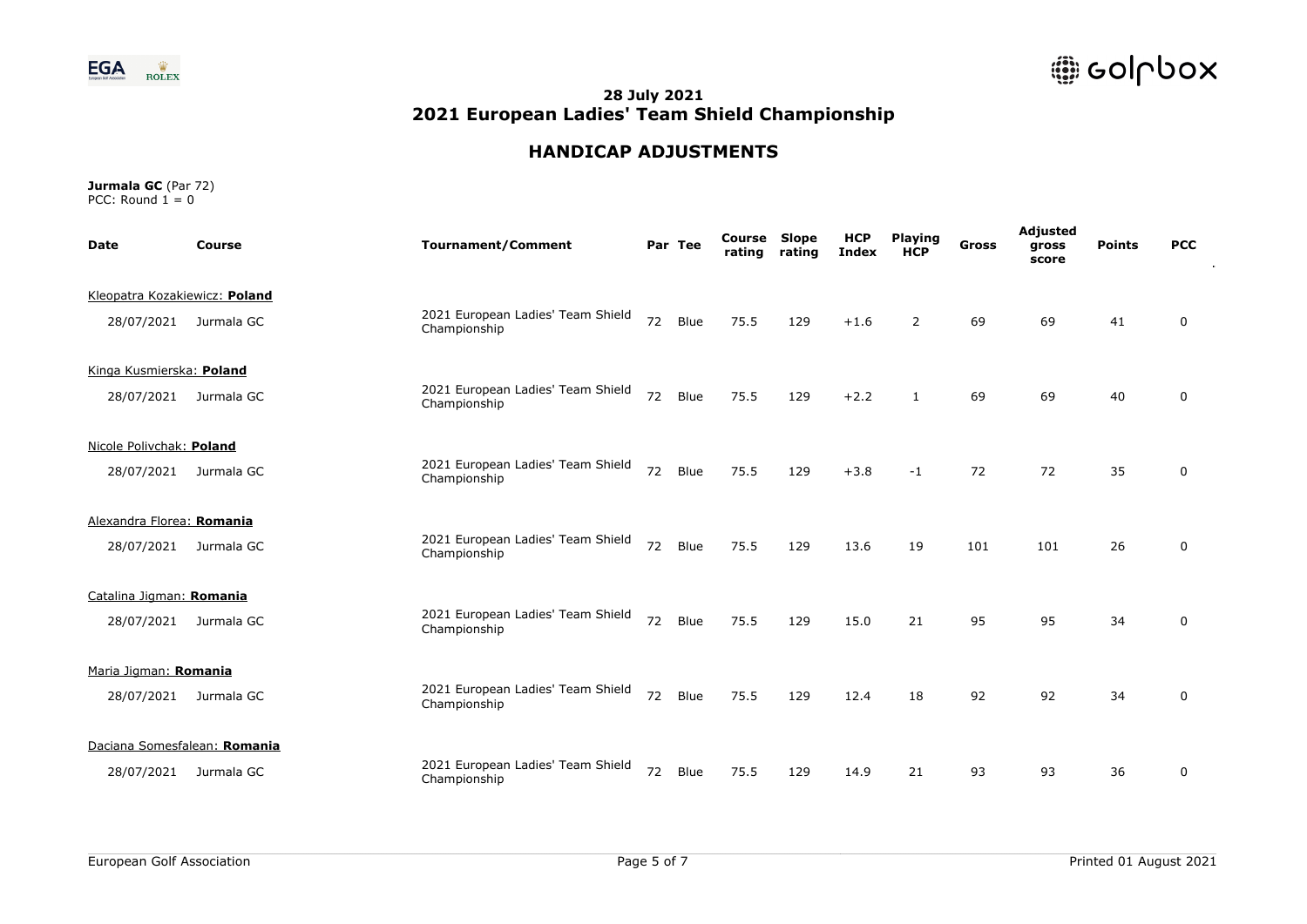**28 July 2021**
## 2021 European Ladies' Team Shield Championship

### HANDICAP ADJUSTMENTS

**Jurmala GC** (Par 72)
PCC: Round 1 = 0

| Date | Course | Tournament/Comment | Par | Tee | Course rating | Slope rating | HCP Index | Playing HCP | Gross | Adjusted gross score | Points | PCC |
|---|---|---|---|---|---|---|---|---|---|---|---|---|
| Kleopatra Kozakiewicz: **Poland** | | | | | | | | | | | | |
| 28/07/2021 | Jurmala GC | 2021 European Ladies' Team Shield Championship | 72 | Blue | 75.5 | 129 | +1.6 | 2 | 69 | 69 | 41 | 0 |
| Kinga Kusmierska: **Poland** | | | | | | | | | | | | |
| 28/07/2021 | Jurmala GC | 2021 European Ladies' Team Shield Championship | 72 | Blue | 75.5 | 129 | +2.2 | 1 | 69 | 69 | 40 | 0 |
| Nicole Polivchak: **Poland** | | | | | | | | | | | | |
| 28/07/2021 | Jurmala GC | 2021 European Ladies' Team Shield Championship | 72 | Blue | 75.5 | 129 | +3.8 | -1 | 72 | 72 | 35 | 0 |
| Alexandra Florea: **Romania** | | | | | | | | | | | | |
| 28/07/2021 | Jurmala GC | 2021 European Ladies' Team Shield Championship | 72 | Blue | 75.5 | 129 | 13.6 | 19 | 101 | 101 | 26 | 0 |
| Catalina Jigman: **Romania** | | | | | | | | | | | | |
| 28/07/2021 | Jurmala GC | 2021 European Ladies' Team Shield Championship | 72 | Blue | 75.5 | 129 | 15.0 | 21 | 95 | 95 | 34 | 0 |
| Maria Jigman: **Romania** | | | | | | | | | | | | |
| 28/07/2021 | Jurmala GC | 2021 European Ladies' Team Shield Championship | 72 | Blue | 75.5 | 129 | 12.4 | 18 | 92 | 92 | 34 | 0 |
| Daciana Somesfalean: **Romania** | | | | | | | | | | | | |
| 28/07/2021 | Jurmala GC | 2021 European Ladies' Team Shield Championship | 72 | Blue | 75.5 | 129 | 14.9 | 21 | 93 | 93 | 36 | 0 |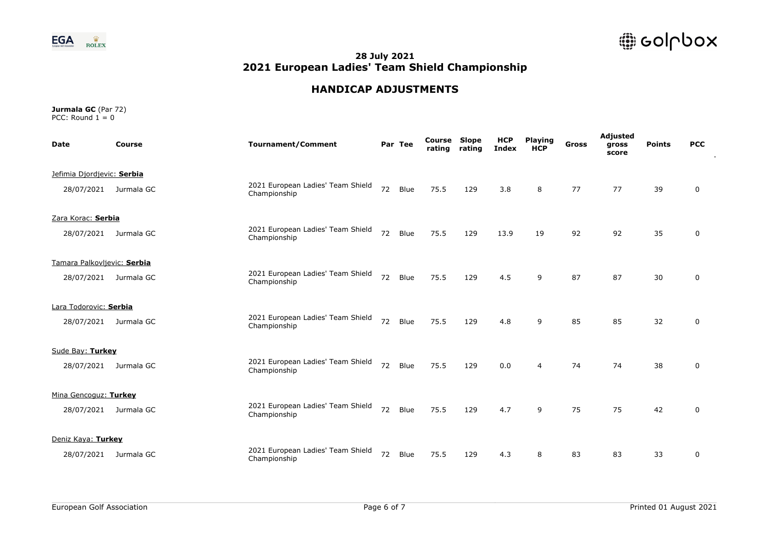## 28 July 2021
## 2021 European Ladies' Team Shield Championship

## HANDICAP ADJUSTMENTS

**Jurmala GC** (Par 72)
PCC: Round 1 = 0

| Date | Course | Tournament/Comment | Par | Tee | Course rating | Slope rating | HCP Index | Playing HCP | Gross | Adjusted gross score | Points | PCC |
|---|---|---|---|---|---|---|---|---|---|---|---|---|
| Jefimia Djordjevic: **Serbia** | | | | | | | | | | | | |
| 28/07/2021 | Jurmala GC | 2021 European Ladies' Team Shield Championship | 72 | Blue | 75.5 | 129 | 3.8 | 8 | 77 | 77 | 39 | 0 |
| Zara Korac: **Serbia** | | | | | | | | | | | | |
| 28/07/2021 | Jurmala GC | 2021 European Ladies' Team Shield Championship | 72 | Blue | 75.5 | 129 | 13.9 | 19 | 92 | 92 | 35 | 0 |
| Tamara Palkovljevic: **Serbia** | | | | | | | | | | | | |
| 28/07/2021 | Jurmala GC | 2021 European Ladies' Team Shield Championship | 72 | Blue | 75.5 | 129 | 4.5 | 9 | 87 | 87 | 30 | 0 |
| Lara Todorovic: **Serbia** | | | | | | | | | | | | |
| 28/07/2021 | Jurmala GC | 2021 European Ladies' Team Shield Championship | 72 | Blue | 75.5 | 129 | 4.8 | 9 | 85 | 85 | 32 | 0 |
| Sude Bay: **Turkey** | | | | | | | | | | | | |
| 28/07/2021 | Jurmala GC | 2021 European Ladies' Team Shield Championship | 72 | Blue | 75.5 | 129 | 0.0 | 4 | 74 | 74 | 38 | 0 |
| Mina Gencoguz: **Turkey** | | | | | | | | | | | | |
| 28/07/2021 | Jurmala GC | 2021 European Ladies' Team Shield Championship | 72 | Blue | 75.5 | 129 | 4.7 | 9 | 75 | 75 | 42 | 0 |
| Deniz Kaya: **Turkey** | | | | | | | | | | | | |
| 28/07/2021 | Jurmala GC | 2021 European Ladies' Team Shield Championship | 72 | Blue | 75.5 | 129 | 4.3 | 8 | 83 | 83 | 33 | 0 |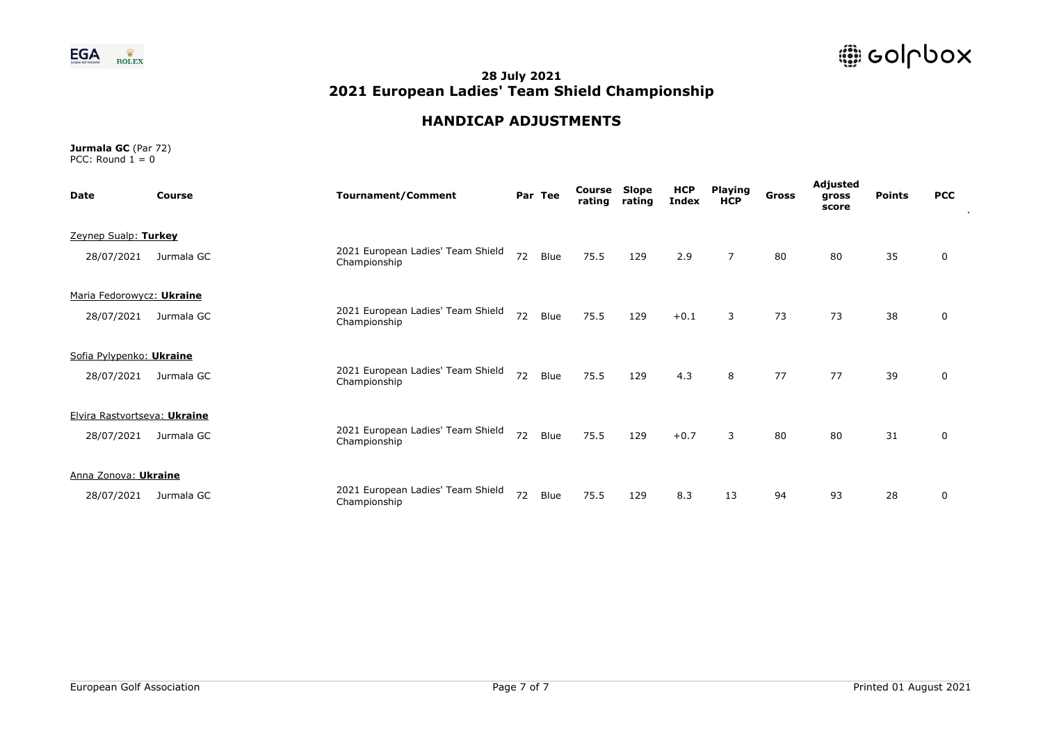## 28 July 2021
## 2021 European Ladies' Team Shield Championship

### HANDICAP ADJUSTMENTS

**Jurmala GC** (Par 72)
PCC: Round 1 = 0

| Date | Course | Tournament/Comment | Par | Tee | Course rating | Slope rating | HCP Index | Playing HCP | Gross | Adjusted gross score | Points | PCC |
|---|---|---|---|---|---|---|---|---|---|---|---|---|
| Zeynep Sualp: **Turkey** | | | | | | | | | | | | |
| 28/07/2021 | Jurmala GC | 2021 European Ladies' Team Shield Championship | 72 | Blue | 75.5 | 129 | 2.9 | 7 | 80 | 80 | 35 | 0 |
| Maria Fedorowycz: **Ukraine** | | | | | | | | | | | | |
| 28/07/2021 | Jurmala GC | 2021 European Ladies' Team Shield Championship | 72 | Blue | 75.5 | 129 | +0.1 | 3 | 73 | 73 | 38 | 0 |
| Sofia Pylypenko: **Ukraine** | | | | | | | | | | | | |
| 28/07/2021 | Jurmala GC | 2021 European Ladies' Team Shield Championship | 72 | Blue | 75.5 | 129 | 4.3 | 8 | 77 | 77 | 39 | 0 |
| Elvira Rastvortseva: **Ukraine** | | | | | | | | | | | | |
| 28/07/2021 | Jurmala GC | 2021 European Ladies' Team Shield Championship | 72 | Blue | 75.5 | 129 | +0.7 | 3 | 80 | 80 | 31 | 0 |
| Anna Zonova: **Ukraine** | | | | | | | | | | | | |
| 28/07/2021 | Jurmala GC | 2021 European Ladies' Team Shield Championship | 72 | Blue | 75.5 | 129 | 8.3 | 13 | 94 | 93 | 28 | 0 |